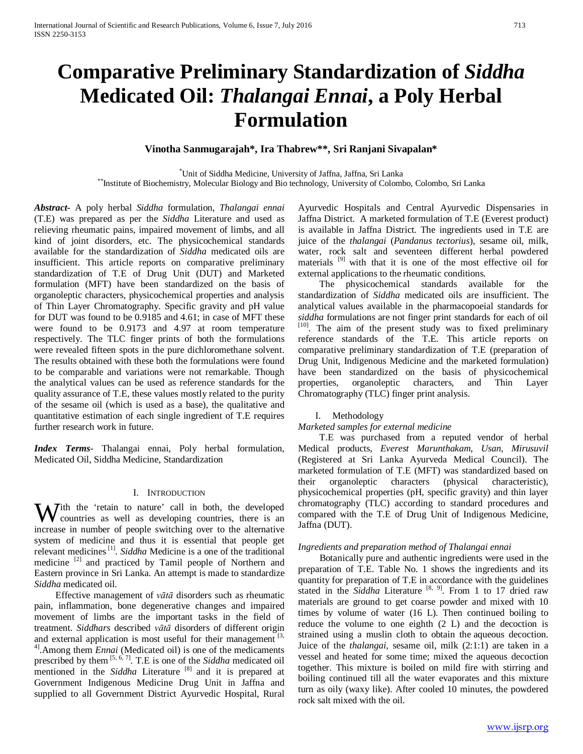# Comparative Preliminary Standardization of *Siddha* Medicated Oil: *Thalangai Ennai*, a Poly Herbal Formulation

**Vinotha Sanmugarajah\*, Ira Thabrew\*\*, Sri Ranjani Sivapalan\***

\*Unit of Siddha Medicine, University of Jaffna, Jaffna, Sri Lanka
\*\*Institute of Biochemistry, Molecular Biology and Bio technology, University of Colombo, Colombo, Sri Lanka

***Abstract***- A poly herbal *Siddha* formulation, *Thalangai ennai* (T.E) was prepared as per the *Siddha* Literature and used as relieving rheumatic pains, impaired movement of limbs, and all kind of joint disorders, etc. The physicochemical standards available for the standardization of *Siddha* medicated oils are insufficient. This article reports on comparative preliminary standardization of T.E of Drug Unit (DUT) and Marketed formulation (MFT) have been standardized on the basis of organoleptic characters, physicochemical properties and analysis of Thin Layer Chromatography. Specific gravity and pH value for DUT was found to be 0.9185 and 4.61; in case of MFT these were found to be 0.9173 and 4.97 at room temperature respectively. The TLC finger prints of both the formulations were revealed fifteen spots in the pure dichloromethane solvent. The results obtained with these both the formulations were found to be comparable and variations were not remarkable. Though the analytical values can be used as reference standards for the quality assurance of T.E, these values mostly related to the purity of the sesame oil (which is used as a base), the qualitative and quantitative estimation of each single ingredient of T.E requires further research work in future.

***Index Terms***- Thalangai ennai, Poly herbal formulation, Medicated Oil, Siddha Medicine, Standardization

## I. Introduction

With the 'retain to nature' call in both, the developed countries as well as developing countries, there is an increase in number of people switching over to the alternative system of medicine and thus it is essential that people get relevant medicines [1]. *Siddha* Medicine is a one of the traditional medicine [2] and practiced by Tamil people of Northern and Eastern province in Sri Lanka. An attempt is made to standardize *Siddha* medicated oil.

Effective management of *vātā* disorders such as rheumatic pain, inflammation, bone degenerative changes and impaired movement of limbs are the important tasks in the field of treatment. *Siddhars* described *vātā* disorders of different origin and external application is most useful for their management [3, 4].Among them *Ennai* (Medicated oil) is one of the medicaments prescribed by them [5, 6, 7]. T.E is one of the *Siddha* medicated oil mentioned in the *Siddha* Literature [8] and it is prepared at Government Indigenous Medicine Drug Unit in Jaffna and supplied to all Government District Ayurvedic Hospital, Rural Ayurvedic Hospitals and Central Ayurvedic Dispensaries in Jaffna District. A marketed formulation of T.E (Everest product) is available in Jaffna District. The ingredients used in T.E are juice of the *thalangai* (*Pandanus tectorius*), sesame oil, milk, water, rock salt and seventeen different herbal powdered materials [9] with that it is one of the most effective oil for external applications to the rheumatic conditions.

The physicochemical standards available for the standardization of *Siddha* medicated oils are insufficient. The analytical values available in the pharmacopoeial standards for *siddha* formulations are not finger print standards for each of oil [10]. The aim of the present study was to fixed preliminary reference standards of the T.E. This article reports on comparative preliminary standardization of T.E (preparation of Drug Unit, Indigenous Medicine and the marketed formulation) have been standardized on the basis of physicochemical properties, organoleptic characters, and Thin Layer Chromatography (TLC) finger print analysis.

## I. Methodology

*Marketed samples for external medicine*

T.E was purchased from a reputed vendor of herbal Medical products, *Everest Marunthakam*, *Usan*, *Mirusuvil* (Registered at Sri Lanka Ayurveda Medical Council). The marketed formulation of T.E (MFT) was standardized based on their organoleptic characters (physical characteristic), physicochemical properties (pH, specific gravity) and thin layer chromatography (TLC) according to standard procedures and compared with the T.E of Drug Unit of Indigenous Medicine, Jaffna (DUT).

*Ingredients and preparation method of Thalangai ennai*

Botanically pure and authentic ingredients were used in the preparation of T.E. Table No. 1 shows the ingredients and its quantity for preparation of T.E in accordance with the guidelines stated in the *Siddha* Literature [8, 9]. From 1 to 17 dried raw materials are ground to get coarse powder and mixed with 10 times by volume of water (16 L). Then continued boiling to reduce the volume to one eighth (2 L) and the decoction is strained using a muslin cloth to obtain the aqueous decoction. Juice of the *thalangai*, sesame oil, milk (2:1:1) are taken in a vessel and heated for some time; mixed the aqueous decoction together. This mixture is boiled on mild fire with stirring and boiling continued till all the water evaporates and this mixture turn as oily (waxy like). After cooled 10 minutes, the powdered rock salt mixed with the oil.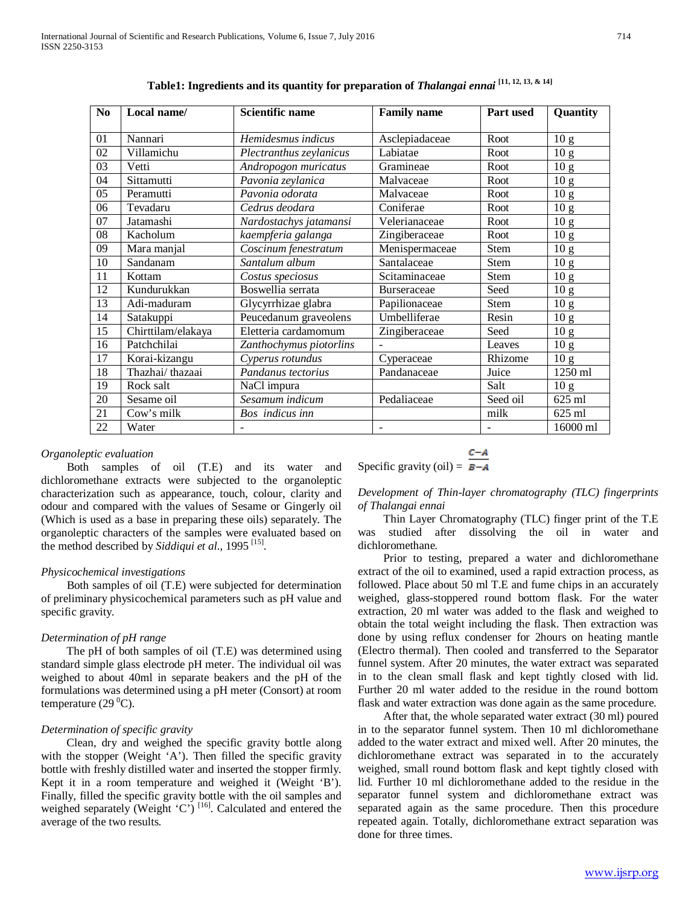**Table1: Ingredients and its quantity for preparation of *Thalangai ennai* [11, 12, 13, & 14]**

| No | Local name/ | Scientific name | Family name | Part used | Quantity |
|---|---|---|---|---|---|
| 01 | Nannari | *Hemidesmus indicus* | Asclepiadaceae | Root | 10 g |
| 02 | Villamichu | *Plectranthus zeylanicus* | Labiatae | Root | 10 g |
| 03 | Vetti | *Andropogon muricatus* | Gramineae | Root | 10 g |
| 04 | Sittamutti | *Pavonia zeylanica* | Malvaceae | Root | 10 g |
| 05 | Peramutti | *Pavonia odorata* | Malvaceae | Root | 10 g |
| 06 | Tevadaru | *Cedrus deodara* | Coniferae | Root | 10 g |
| 07 | Jatamashi | *Nardostachys jatamansi* | Velerianaceae | Root | 10 g |
| 08 | Kacholum | *kaempferia galanga* | Zingiberaceae | Root | 10 g |
| 09 | Mara manjal | *Coscinum fenestratum* | Menispermaceae | Stem | 10 g |
| 10 | Sandanam | *Santalum album* | Santalaceae | Stem | 10 g |
| 11 | Kottam | *Costus speciosus* | Scitaminaceae | Stem | 10 g |
| 12 | Kundurukkan | Boswellia serrata | Burseraceae | Seed | 10 g |
| 13 | Adi-maduram | Glycyrrhizae glabra | Papilionaceae | Stem | 10 g |
| 14 | Satakuppi | Peucedanum graveolens | Umbelliferae | Resin | 10 g |
| 15 | Chirttilam/elakaya | Eletteria cardamomum | Zingiberaceae | Seed | 10 g |
| 16 | Patchchilai | *Zanthochymus piotorlins* | - | Leaves | 10 g |
| 17 | Korai-kizangu | *Cyperus rotundus* | Cyperaceae | Rhizome | 10 g |
| 18 | Thazhai/ thazaai | *Pandanus tectorius* | Pandanaceae | Juice | 1250 ml |
| 19 | Rock salt | NaCl impura | | Salt | 10 g |
| 20 | Sesame oil | *Sesamum indicum* | Pedaliaceae | Seed oil | 625 ml |
| 21 | Cow's milk | *Bos indicus inn* | | milk | 625 ml |
| 22 | Water | - | - | - | 16000 ml |

*Organoleptic evaluation*

Both samples of oil (T.E) and its water and dichloromethane extracts were subjected to the organoleptic characterization such as appearance, touch, colour, clarity and odour and compared with the values of Sesame or Gingerly oil (Which is used as a base in preparing these oils) separately. The organoleptic characters of the samples were evaluated based on the method described by *Siddiqui et al.*, 1995 [15].

*Physicochemical investigations*

Both samples of oil (T.E) were subjected for determination of preliminary physicochemical parameters such as pH value and specific gravity.

*Determination of pH range*

The pH of both samples of oil (T.E) was determined using standard simple glass electrode pH meter. The individual oil was weighed to about 40ml in separate beakers and the pH of the formulations was determined using a pH meter (Consort) at room temperature (29 $^{0}$C).

*Determination of specific gravity*

Clean, dry and weighed the specific gravity bottle along with the stopper (Weight 'A'). Then filled the specific gravity bottle with freshly distilled water and inserted the stopper firmly. Kept it in a room temperature and weighed it (Weight 'B'). Finally, filled the specific gravity bottle with the oil samples and weighed separately (Weight 'C') [16]. Calculated and entered the average of the two results.

$$\text{Specific gravity (oil)} = \frac{C-A}{B-A}$$

*Development of Thin-layer chromatography (TLC) fingerprints of Thalangai ennai*

Thin Layer Chromatography (TLC) finger print of the T.E was studied after dissolving the oil in water and dichloromethane.

Prior to testing, prepared a water and dichloromethane extract of the oil to examined, used a rapid extraction process, as followed. Place about 50 ml T.E and fume chips in an accurately weighed, glass-stoppered round bottom flask. For the water extraction, 20 ml water was added to the flask and weighed to obtain the total weight including the flask. Then extraction was done by using reflux condenser for 2hours on heating mantle (Electro thermal). Then cooled and transferred to the Separator funnel system. After 20 minutes, the water extract was separated in to the clean small flask and kept tightly closed with lid. Further 20 ml water added to the residue in the round bottom flask and water extraction was done again as the same procedure.

After that, the whole separated water extract (30 ml) poured in to the separator funnel system. Then 10 ml dichloromethane added to the water extract and mixed well. After 20 minutes, the dichloromethane extract was separated in to the accurately weighed, small round bottom flask and kept tightly closed with lid. Further 10 ml dichloromethane added to the residue in the separator funnel system and dichloromethane extract was separated again as the same procedure. Then this procedure repeated again. Totally, dichloromethane extract separation was done for three times.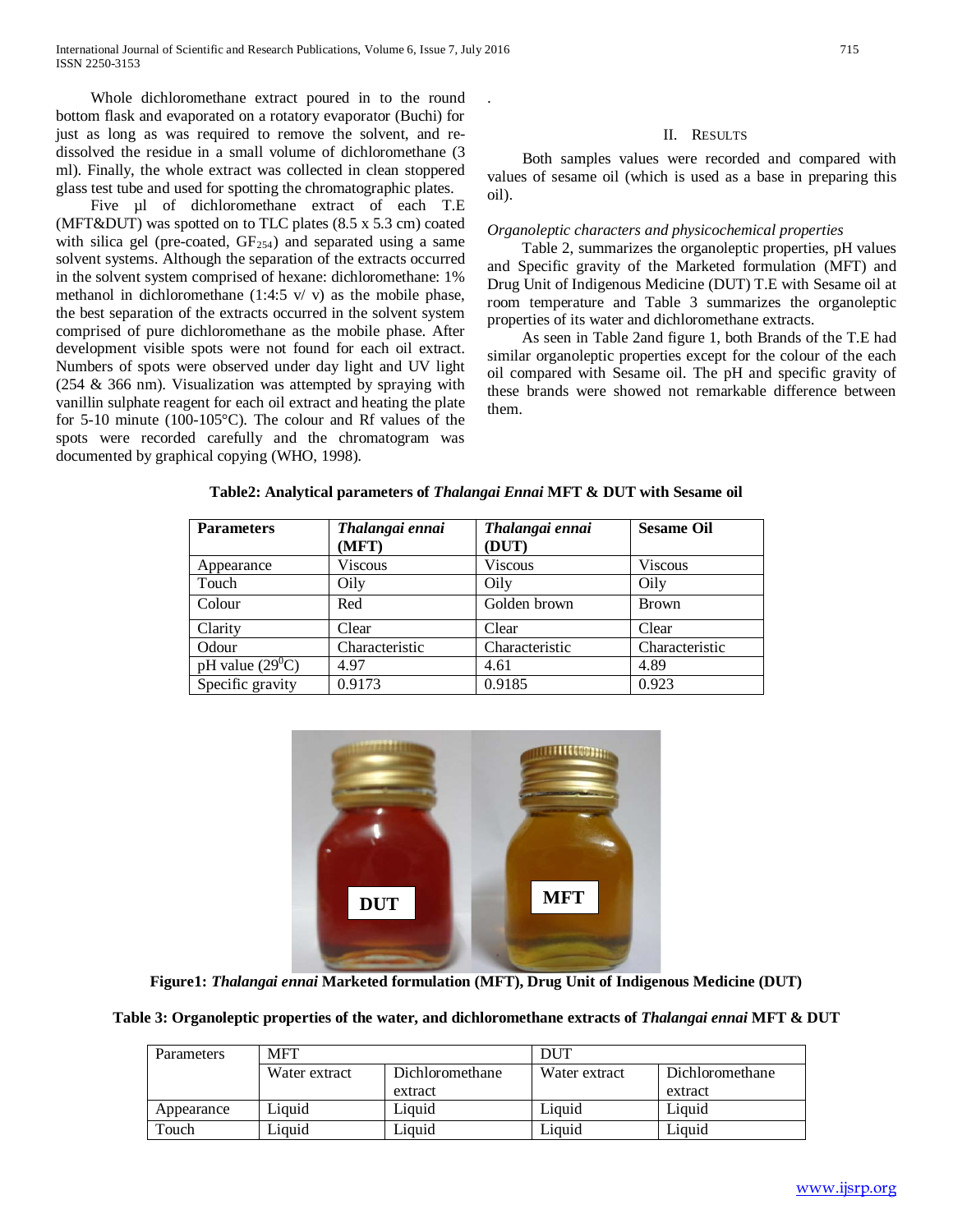Whole dichloromethane extract poured in to the round bottom flask and evaporated on a rotatory evaporator (Buchi) for just as long as was required to remove the solvent, and re-dissolved the residue in a small volume of dichloromethane (3 ml). Finally, the whole extract was collected in clean stoppered glass test tube and used for spotting the chromatographic plates.

Five µl of dichloromethane extract of each T.E (MFT&DUT) was spotted on to TLC plates (8.5 x 5.3 cm) coated with silica gel (pre-coated, $GF_{254}$) and separated using a same solvent systems. Although the separation of the extracts occurred in the solvent system comprised of hexane: dichloromethane: 1% methanol in dichloromethane (1:4:5 v/ v) as the mobile phase, the best separation of the extracts occurred in the solvent system comprised of pure dichloromethane as the mobile phase. After development visible spots were not found for each oil extract. Numbers of spots were observed under day light and UV light (254 & 366 nm). Visualization was attempted by spraying with vanillin sulphate reagent for each oil extract and heating the plate for 5-10 minute (100-105°C). The colour and Rf values of the spots were recorded carefully and the chromatogram was documented by graphical copying (WHO, 1998).

## II. Results

Both samples values were recorded and compared with values of sesame oil (which is used as a base in preparing this oil).

### *Organoleptic characters and physicochemical properties*

Table 2, summarizes the organoleptic properties, pH values and Specific gravity of the Marketed formulation (MFT) and Drug Unit of Indigenous Medicine (DUT) T.E with Sesame oil at room temperature and Table 3 summarizes the organoleptic properties of its water and dichloromethane extracts.

As seen in Table 2and figure 1, both Brands of the T.E had similar organoleptic properties except for the colour of the each oil compared with Sesame oil. The pH and specific gravity of these brands were showed not remarkable difference between them.

**Table2: Analytical parameters of *Thalangai Ennai* MFT & DUT with Sesame oil**

| Parameters | *Thalangai ennai* (MFT) | *Thalangai ennai* (DUT) | Sesame Oil |
|---|---|---|---|
| Appearance | Viscous | Viscous | Viscous |
| Touch | Oily | Oily | Oily |
| Colour | Red | Golden brown | Brown |
| Clarity | Clear | Clear | Clear |
| Odour | Characteristic | Characteristic | Characteristic |
| pH value ($29^0$C) | 4.97 | 4.61 | 4.89 |
| Specific gravity | 0.9173 | 0.9185 | 0.923 |

**Figure1: *Thalangai ennai* Marketed formulation (MFT), Drug Unit of Indigenous Medicine (DUT)**

**Table 3: Organoleptic properties of the water, and dichloromethane extracts of *Thalangai ennai* MFT & DUT**

| Parameters | MFT | | DUT | |
|---|---|---|---|---|
| | Water extract | Dichloromethane extract | Water extract | Dichloromethane extract |
| Appearance | Liquid | Liquid | Liquid | Liquid |
| Touch | Liquid | Liquid | Liquid | Liquid |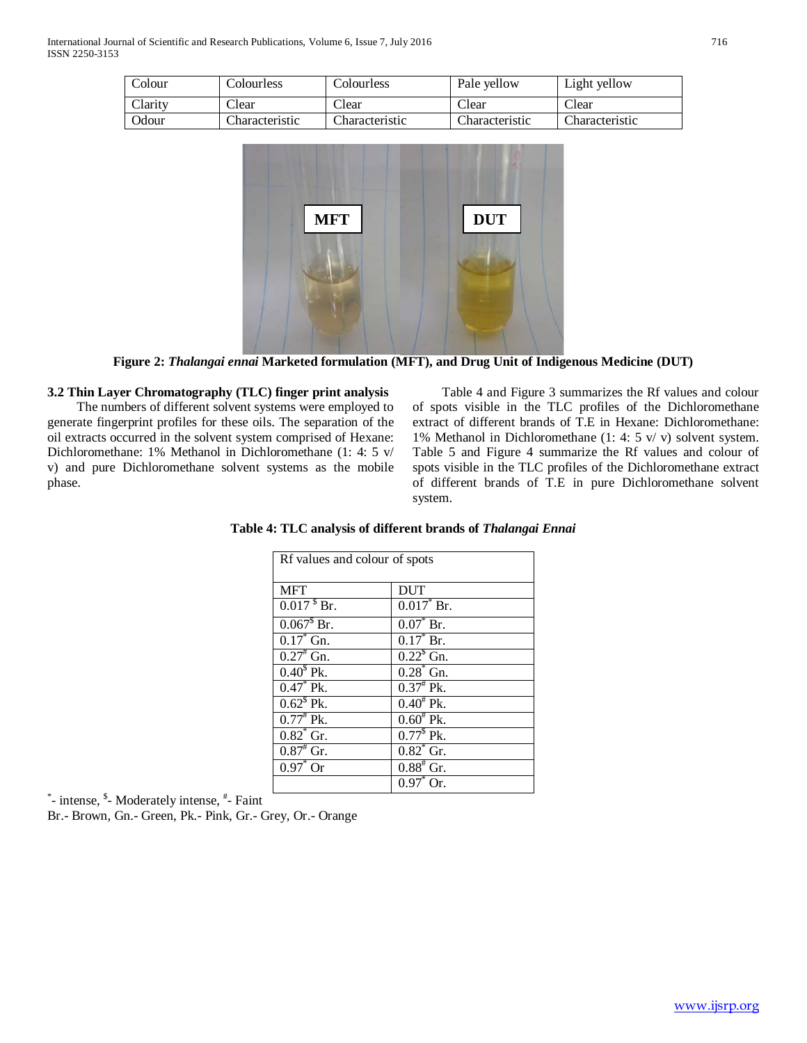| Colour | Colourless | Colourless | Pale yellow | Light yellow |
|---|---|---|---|---|
| Clarity | Clear | Clear | Clear | Clear |
| Odour | Characteristic | Characteristic | Characteristic | Characteristic |

**Figure 2:** ***Thalangai ennai*** **Marketed formulation (MFT), and Drug Unit of Indigenous Medicine (DUT)**

### 3.2 Thin Layer Chromatography (TLC) finger print analysis

The numbers of different solvent systems were employed to generate fingerprint profiles for these oils. The separation of the oil extracts occurred in the solvent system comprised of Hexane: Dichloromethane: 1% Methanol in Dichloromethane (1: 4: 5 v/ v) and pure Dichloromethane solvent systems as the mobile phase.

Table 4 and Figure 3 summarizes the Rf values and colour of spots visible in the TLC profiles of the Dichloromethane extract of different brands of T.E in Hexane: Dichloromethane: 1% Methanol in Dichloromethane (1: 4: 5 v/ v) solvent system. Table 5 and Figure 4 summarize the Rf values and colour of spots visible in the TLC profiles of the Dichloromethane extract of different brands of T.E in pure Dichloromethane solvent system.

**Table 4: TLC analysis of different brands of *Thalangai Ennai***

| Rf values and colour of spots | |
|---|---|
| MFT | DUT |
| 0.017 $ Br. | 0.017* Br. |
| 0.067$ Br. | 0.07* Br. |
| 0.17* Gn. | 0.17* Br. |
| 0.27# Gn. | 0.22$ Gn. |
| 0.40$ Pk. | 0.28* Gn. |
| 0.47* Pk. | 0.37# Pk. |
| 0.62$ Pk. | 0.40# Pk. |
| 0.77# Pk. | 0.60# Pk. |
| 0.82* Gr. | 0.77$ Pk. |
| 0.87# Gr. | 0.82* Gr. |
| 0.97* Or | 0.88# Gr. |
| | 0.97* Or. |

*- intense, $- Moderately intense, #- Faint

Br.- Brown, Gn.- Green, Pk.- Pink, Gr.- Grey, Or.- Orange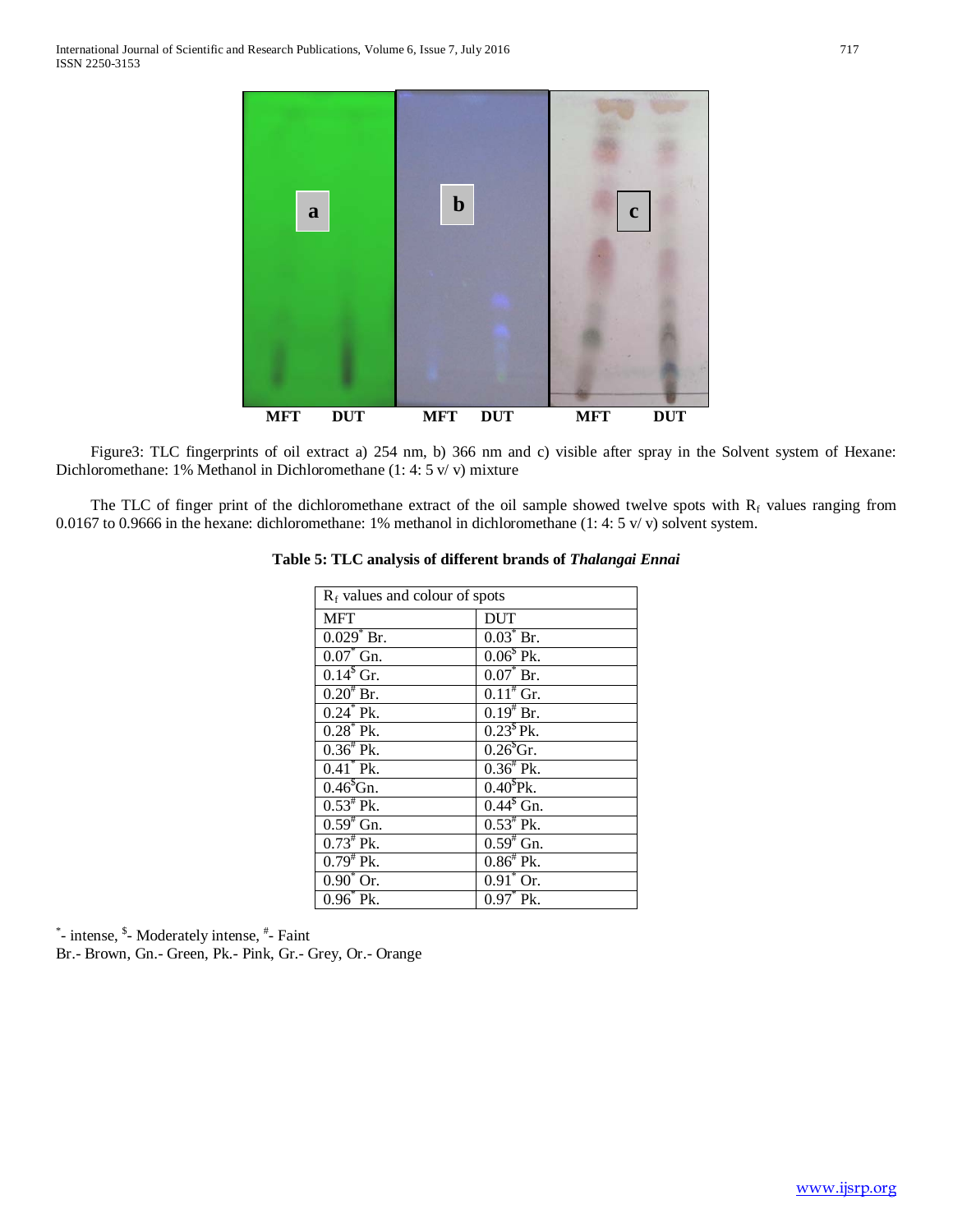Figure3: TLC fingerprints of oil extract a) 254 nm, b) 366 nm and c) visible after spray in the Solvent system of Hexane: Dichloromethane: 1% Methanol in Dichloromethane (1: 4: 5 v/ v) mixture

The TLC of finger print of the dichloromethane extract of the oil sample showed twelve spots with $R_f$ values ranging from 0.0167 to 0.9666 in the hexane: dichloromethane: 1% methanol in dichloromethane (1: 4: 5 v/ v) solvent system.

**Table 5: TLC analysis of different brands of *Thalangai Ennai***

| $R_f$ values and colour of spots | |
|---|---|
| MFT | DUT |
| 0.029* Br. | 0.03* Br. |
| 0.07* Gn. | 0.06$ Pk. |
| 0.14$ Gr. | 0.07* Br. |
| 0.20# Br. | 0.11# Gr. |
| 0.24* Pk. | 0.19# Br. |
| 0.28* Pk. | 0.23$ Pk. |
| 0.36# Pk. | 0.26$ Gr. |
| 0.41* Pk. | 0.36# Pk. |
| 0.46$ Gn. | 0.40$ Pk. |
| 0.53# Pk. | 0.44$ Gn. |
| 0.59# Gn. | 0.53# Pk. |
| 0.73# Pk. | 0.59# Gn. |
| 0.79# Pk. | 0.86# Pk. |
| 0.90* Or. | 0.91* Or. |
| 0.96* Pk. | 0.97* Pk. |

*- intense, $- Moderately intense, #- Faint

Br.- Brown, Gn.- Green, Pk.- Pink, Gr.- Grey, Or.- Orange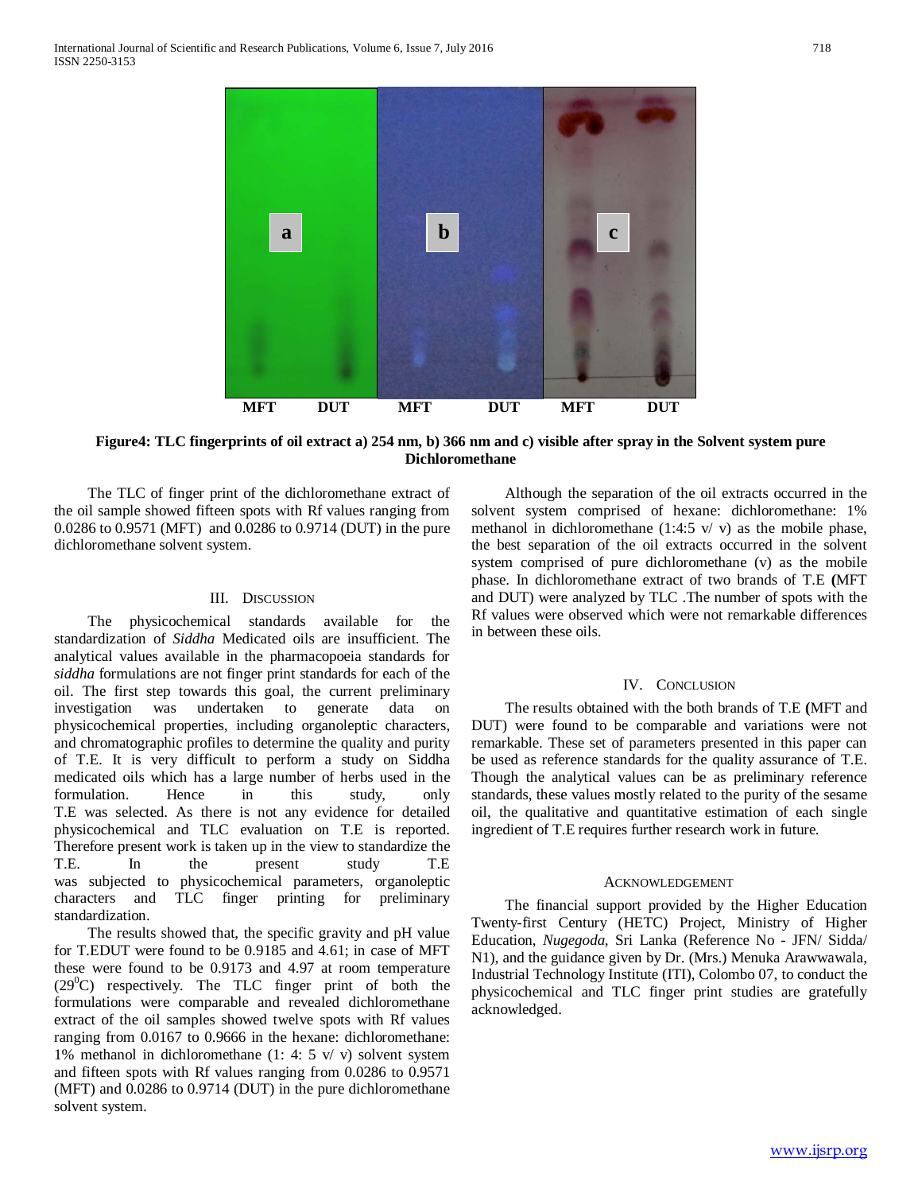Figure4: TLC fingerprints of oil extract a) 254 nm, b) 366 nm and c) visible after spray in the Solvent system pure Dichloromethane

The TLC of finger print of the dichloromethane extract of the oil sample showed fifteen spots with Rf values ranging from 0.0286 to 0.9571 (MFT) and 0.0286 to 0.9714 (DUT) in the pure dichloromethane solvent system.

## III. Discussion

The physicochemical standards available for the standardization of *Siddha* Medicated oils are insufficient. The analytical values available in the pharmacopoeia standards for *siddha* formulations are not finger print standards for each of the oil. The first step towards this goal, the current preliminary investigation was undertaken to generate data on physicochemical properties, including organoleptic characters, and chromatographic profiles to determine the quality and purity of T.E. It is very difficult to perform a study on Siddha medicated oils which has a large number of herbs used in the formulation. Hence in this study, only T.E was selected. As there is not any evidence for detailed physicochemical and TLC evaluation on T.E is reported. Therefore present work is taken up in the view to standardize the T.E. In the present study T.E was subjected to physicochemical parameters, organoleptic characters and TLC finger printing for preliminary standardization.

The results showed that, the specific gravity and pH value for T.EDUT were found to be 0.9185 and 4.61; in case of MFT these were found to be 0.9173 and 4.97 at room temperature ($29^{0}C$) respectively. The TLC finger print of both the formulations were comparable and revealed dichloromethane extract of the oil samples showed twelve spots with Rf values ranging from 0.0167 to 0.9666 in the hexane: dichloromethane: 1% methanol in dichloromethane (1: 4: 5 v/ v) solvent system and fifteen spots with Rf values ranging from 0.0286 to 0.9571 (MFT) and 0.0286 to 0.9714 (DUT) in the pure dichloromethane solvent system.

Although the separation of the oil extracts occurred in the solvent system comprised of hexane: dichloromethane: 1% methanol in dichloromethane (1:4:5 v/ v) as the mobile phase, the best separation of the oil extracts occurred in the solvent system comprised of pure dichloromethane (v) as the mobile phase. In dichloromethane extract of two brands of T.E **(**MFT and DUT) were analyzed by TLC .The number of spots with the Rf values were observed which were not remarkable differences in between these oils.

## IV. Conclusion

The results obtained with the both brands of T.E **(**MFT and DUT) were found to be comparable and variations were not remarkable. These set of parameters presented in this paper can be used as reference standards for the quality assurance of T.E. Though the analytical values can be as preliminary reference standards, these values mostly related to the purity of the sesame oil, the qualitative and quantitative estimation of each single ingredient of T.E requires further research work in future.

## Acknowledgement

The financial support provided by the Higher Education Twenty-first Century (HETC) Project, Ministry of Higher Education, *Nugegoda*, Sri Lanka (Reference No - JFN/ Sidda/ N1), and the guidance given by Dr. (Mrs.) Menuka Arawwawala, Industrial Technology Institute (ITI), Colombo 07, to conduct the physicochemical and TLC finger print studies are gratefully acknowledged.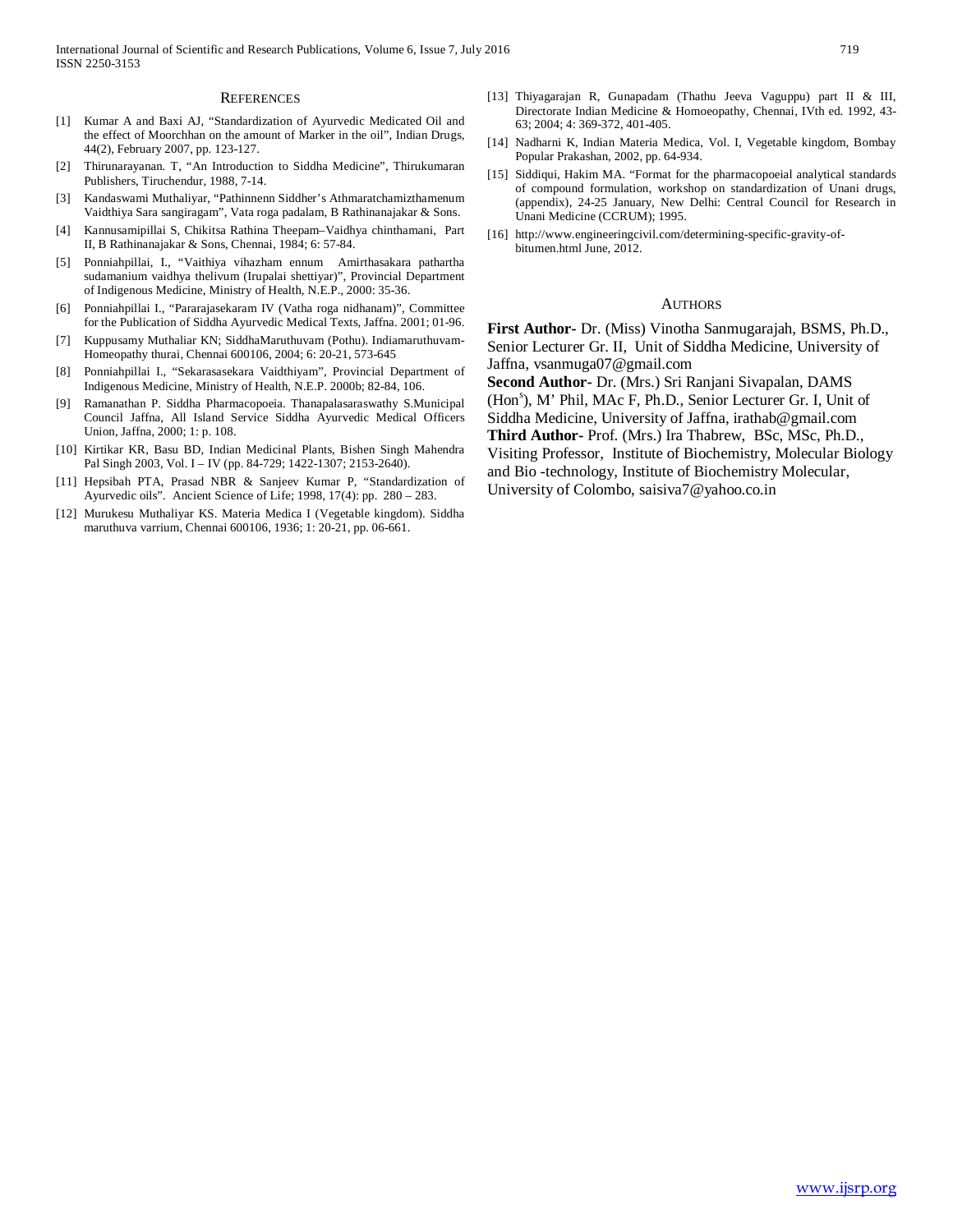## REFERENCES

[1] Kumar A and Baxi AJ, "Standardization of Ayurvedic Medicated Oil and the effect of Moorchhan on the amount of Marker in the oil", Indian Drugs, 44(2), February 2007, pp. 123-127.

[2] Thirunarayanan. T, "An Introduction to Siddha Medicine", Thirukumaran Publishers, Tiruchendur, 1988, 7-14.

[3] Kandaswami Muthaliyar, "Pathinnenn Siddher's Athmaratchamizthamenum Vaidthiya Sara sangiragam", Vata roga padalam, B Rathinanajakar & Sons.

[4] Kannusamipillai S, Chikitsa Rathina Theepam–Vaidhya chinthamani, Part II, B Rathinanajakar & Sons, Chennai, 1984; 6: 57-84.

[5] Ponniahpillai, I., "Vaithiya vihazham ennum Amirthasakara pathartha sudamanium vaidhya thelivum (Irupalai shettiyar)", Provincial Department of Indigenous Medicine, Ministry of Health, N.E.P., 2000: 35-36.

[6] Ponniahpillai I., "Pararajasekaram IV (Vatha roga nidhanam)", Committee for the Publication of Siddha Ayurvedic Medical Texts, Jaffna. 2001; 01-96.

[7] Kuppusamy Muthaliar KN; SiddhaMaruthuvam (Pothu). Indiamaruthuvam-Homeopathy thurai, Chennai 600106, 2004; 6: 20-21, 573-645

[8] Ponniahpillai I., "Sekarasasekara Vaidthiyam", Provincial Department of Indigenous Medicine, Ministry of Health, N.E.P. 2000b; 82-84, 106.

[9] Ramanathan P. Siddha Pharmacopoeia. Thanapalasaraswathy S.Municipal Council Jaffna, All Island Service Siddha Ayurvedic Medical Officers Union, Jaffna, 2000; 1: p. 108.

[10] Kirtikar KR, Basu BD, Indian Medicinal Plants, Bishen Singh Mahendra Pal Singh 2003, Vol. I – IV (pp. 84-729; 1422-1307; 2153-2640).

[11] Hepsibah PTA, Prasad NBR & Sanjeev Kumar P, "Standardization of Ayurvedic oils". Ancient Science of Life; 1998, 17(4): pp. 280 – 283.

[12] Murukesu Muthaliyar KS. Materia Medica I (Vegetable kingdom). Siddha maruthuva varrium, Chennai 600106, 1936; 1: 20-21, pp. 06-661.

[13] Thiyagarajan R, Gunapadam (Thathu Jeeva Vaguppu) part II & III, Directorate Indian Medicine & Homoeopathy, Chennai, IVth ed. 1992, 43-63; 2004; 4: 369-372, 401-405.

[14] Nadharni K, Indian Materia Medica, Vol. I, Vegetable kingdom, Bombay Popular Prakashan, 2002, pp. 64-934.

[15] Siddiqui, Hakim MA. "Format for the pharmacopoeial analytical standards of compound formulation, workshop on standardization of Unani drugs, (appendix), 24-25 January, New Delhi: Central Council for Research in Unani Medicine (CCRUM); 1995.

[16] http://www.engineeringcivil.com/determining-specific-gravity-of-bitumen.html June, 2012.

## AUTHORS

**First Author-** Dr. (Miss) Vinotha Sanmugarajah, BSMS, Ph.D., Senior Lecturer Gr. II, Unit of Siddha Medicine, University of Jaffna, vsanmuga07@gmail.com

**Second Author-** Dr. (Mrs.) Sri Ranjani Sivapalan, DAMS (Hon[s]), M' Phil, MAc F, Ph.D., Senior Lecturer Gr. I, Unit of Siddha Medicine, University of Jaffna, irathab@gmail.com

**Third Author-** Prof. (Mrs.) Ira Thabrew, BSc, MSc, Ph.D., Visiting Professor, Institute of Biochemistry, Molecular Biology and Bio -technology, Institute of Biochemistry Molecular, University of Colombo, saisiva7@yahoo.co.in